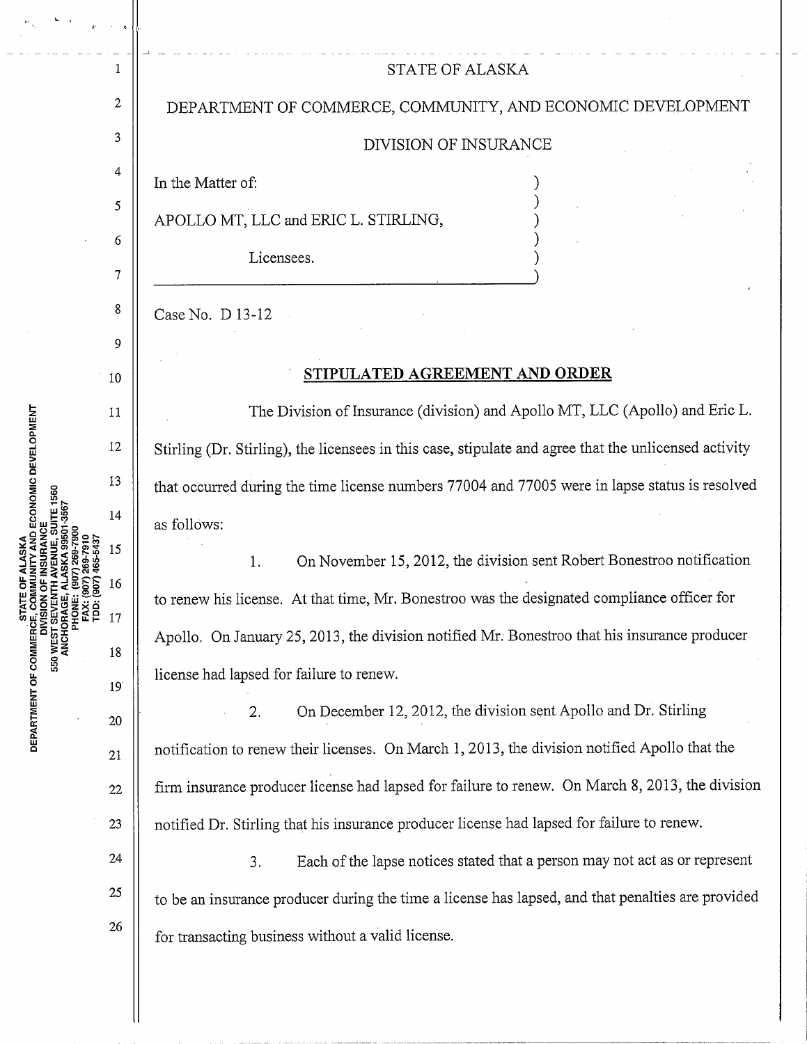STATE OF ALASKA

DEPARTMENT OF COMMERCE, COMMUNITY, AND ECONOMIC DEVELOPMENT

DIVISION OF INSURANCE

In the Matter of:

APOLLO MT, LLC and ERIC L. STIRLING,

Licensees.

Case No. D 13-12

## STIPULATED AGREEMENT AND ORDER

The Division of Insurance (division) and Apollo MT, LLC (Apollo) and Eric L. Stirling (Dr. Stirling), the licensees in this case, stipulate and agree that the unlicensed activity that occurred during the time license numbers 77004 and 77005 were in lapse status is resolved as follows:

1. On November 15, 2012, the division sent Robert Bonestroo notification to renew his license. At that time, Mr. Bonestroo was the designated compliance officer for Apollo. On January 25, 2013, the division notified Mr. Bonestroo that his insurance producer license had lapsed for failure to renew.

2. On December 12, 2012, the division sent Apollo and Dr. Stirling notification to renew their licenses. On March 1, 2013, the division notified Apollo that the firm insurance producer license had lapsed for failure to renew. On March 8, 2013, the division notified Dr. Stirling that his insurance producer license had lapsed for failure to renew.

3. Each of the lapse notices stated that a person may not act as or represent to be an insurance producer during the time a license has lapsed, and that penalties are provided for transacting business without a valid license.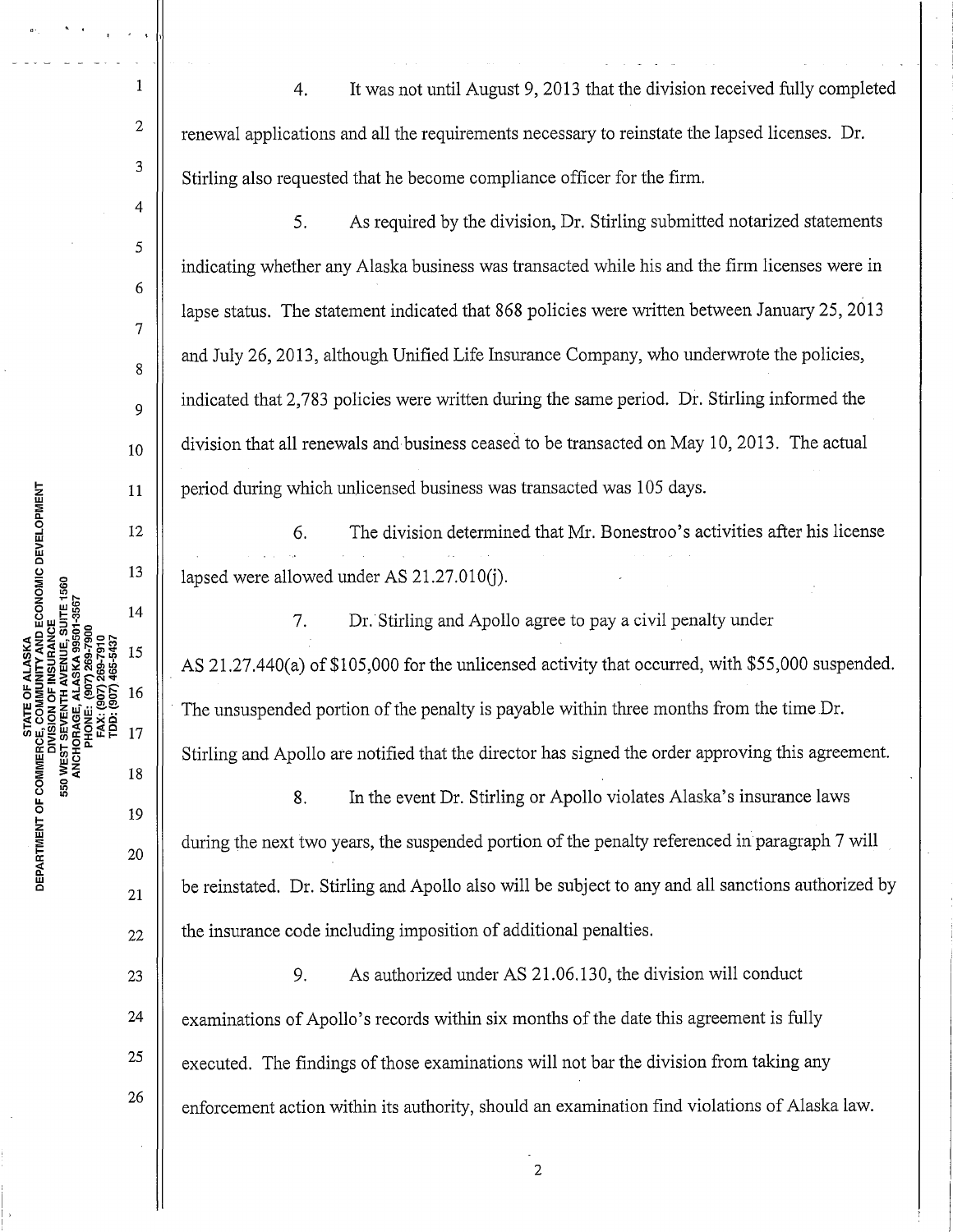4. It was not until August 9, 2013 that the division received fully completed renewal applications and all the requirements necessary to reinstate the lapsed licenses. Dr. Stirling also requested that he become compliance officer for the firm.

5. As required by the division, Dr. Stirling submitted notarized statements indicating whether any Alaska business was transacted while his and the firm licenses were in lapse status. The statement indicated that 868 policies were written between January 25, 2013 and July 26, 2013, although Unified Life Insurance Company, who underwrote the policies, indicated that 2,783 policies were written during the same period. Dr. Stirling informed the division that all renewals and business ceased to be transacted on May 10, 2013. The actual period during which unlicensed business was transacted was 105 days.

6. The division determined that Mr. Bonestroo's activities after his license lapsed were allowed under AS 21.27.010(j).

7. Dr. Stirling and Apollo agree to pay a civil penalty under AS 21.27.440(a) of $105,000 for the unlicensed activity that occurred, with $55,000 suspended. The unsuspended portion of the penalty is payable within three months from the time Dr. Stirling and Apollo are notified that the director has signed the order approving this agreement.

8. In the event Dr. Stirling or Apollo violates Alaska's insurance laws during the next two years, the suspended portion of the penalty referenced in paragraph 7 will be reinstated. Dr. Stirling and Apollo also will be subject to any and all sanctions authorized by the insurance code including imposition of additional penalties.

9. As authorized under AS 21.06.130, the division will conduct examinations of Apollo's records within six months of the date this agreement is fully executed. The findings of those examinations will not bar the division from taking any enforcement action within its authority, should an examination find violations of Alaska law.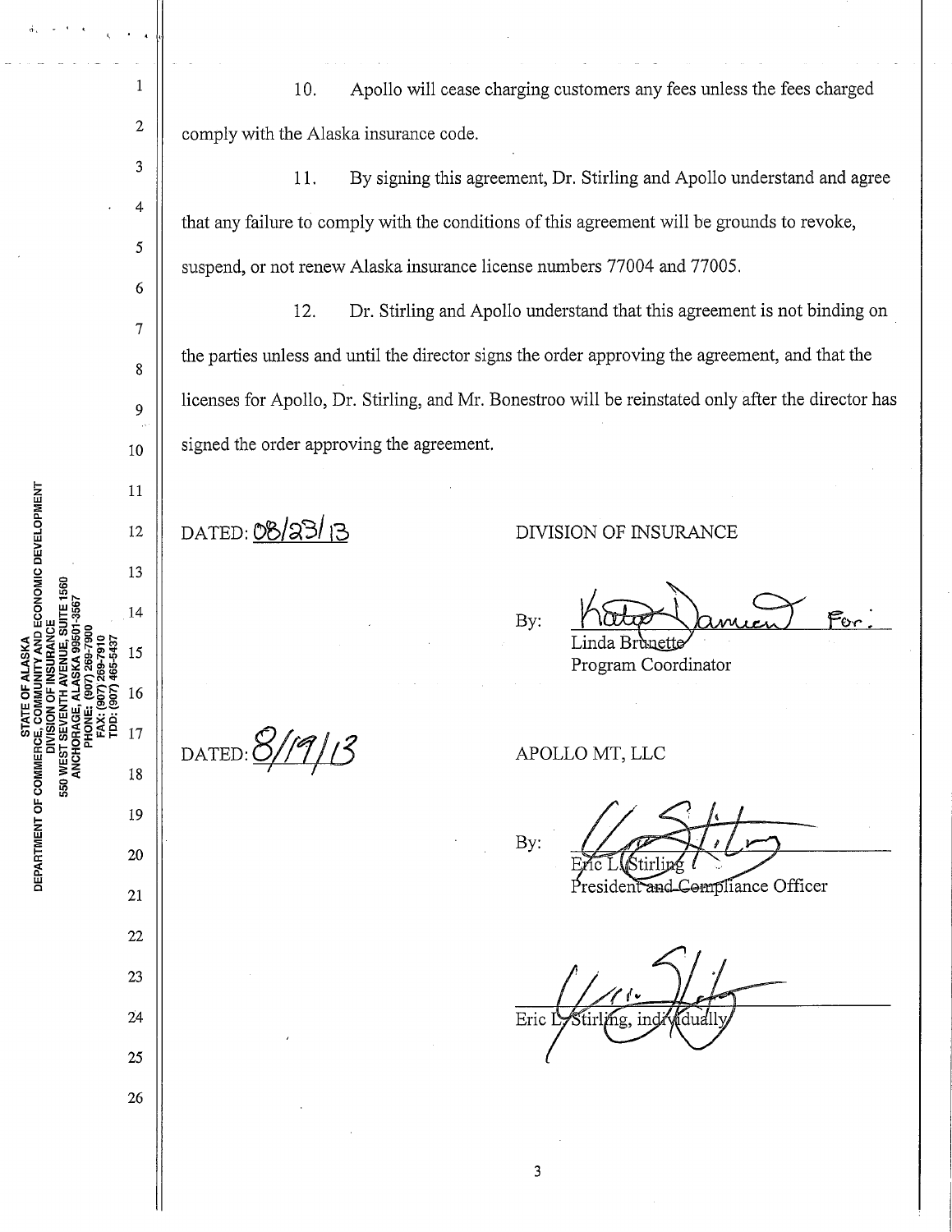10. Apollo will cease charging customers any fees unless the fees charged comply with the Alaska insurance code.

11. By signing this agreement, Dr. Stirling and Apollo understand and agree that any failure to comply with the conditions of this agreement will be grounds to revoke, suspend, or not renew Alaska insurance license numbers 77004 and 77005.

12. Dr. Stirling and Apollo understand that this agreement is not binding on the parties unless and until the director signs the order approving the agreement, and that the licenses for Apollo, Dr. Stirling, and Mr. Bonestroo will be reinstated only after the director has signed the order approving the agreement.

DATED: 08/23/13

DIVISION OF INSURANCE

By: Katie Damien For:
Linda Brunette
Program Coordinator

DATED: 8/19/13

APOLLO MT, LLC

By:
Eric L. Stirling
President and Compliance Officer

Eric L. Stirling, individually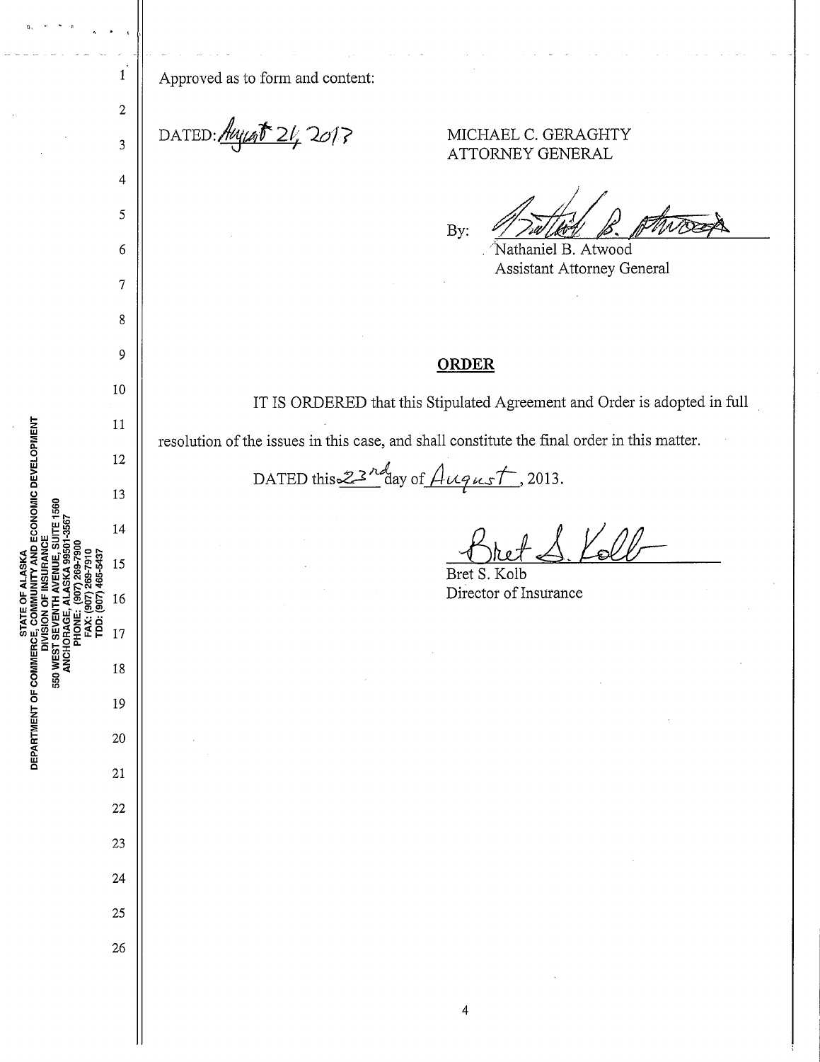Approved as to form and content:

DATED: August 21, 2013

MICHAEL C. GERAGHTY
ATTORNEY GENERAL

By: ___________________________
Nathaniel B. Atwood
Assistant Attorney General

## ORDER

IT IS ORDERED that this Stipulated Agreement and Order is adopted in full resolution of the issues in this case, and shall constitute the final order in this matter.

DATED this 23rd day of August, 2013.

___________________________
Bret S. Kolb
Director of Insurance